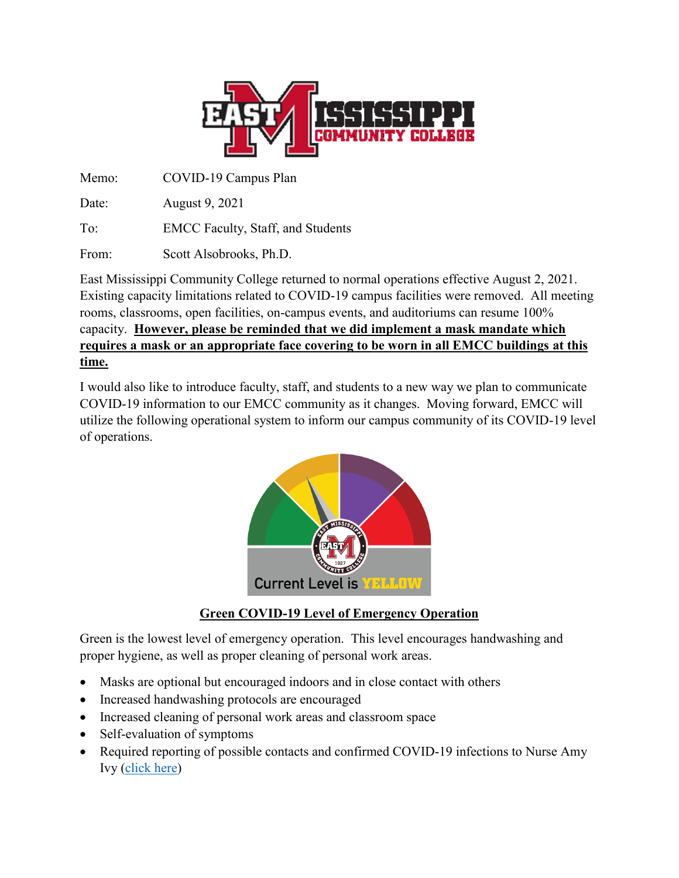Memo: COVID-19 Campus Plan

Date: August 9, 2021

To: EMCC Faculty, Staff, and Students

From: Scott Alsobrooks, Ph.D.

East Mississippi Community College returned to normal operations effective August 2, 2021. Existing capacity limitations related to COVID-19 campus facilities were removed. All meeting rooms, classrooms, open facilities, on-campus events, and auditoriums can resume 100% capacity. **However, please be reminded that we did implement a mask mandate which requires a mask or an appropriate face covering to be worn in all EMCC buildings at this time.**

I would also like to introduce faculty, staff, and students to a new way we plan to communicate COVID-19 information to our EMCC community as it changes. Moving forward, EMCC will utilize the following operational system to inform our campus community of its COVID-19 level of operations.

Current Level is YELLOW

## Green COVID-19 Level of Emergency Operation

Green is the lowest level of emergency operation. This level encourages handwashing and proper hygiene, as well as proper cleaning of personal work areas.

- Masks are optional but encouraged indoors and in close contact with others
- Increased handwashing protocols are encouraged
- Increased cleaning of personal work areas and classroom space
- Self-evaluation of symptoms
- Required reporting of possible contacts and confirmed COVID-19 infections to Nurse Amy Ivy (click here)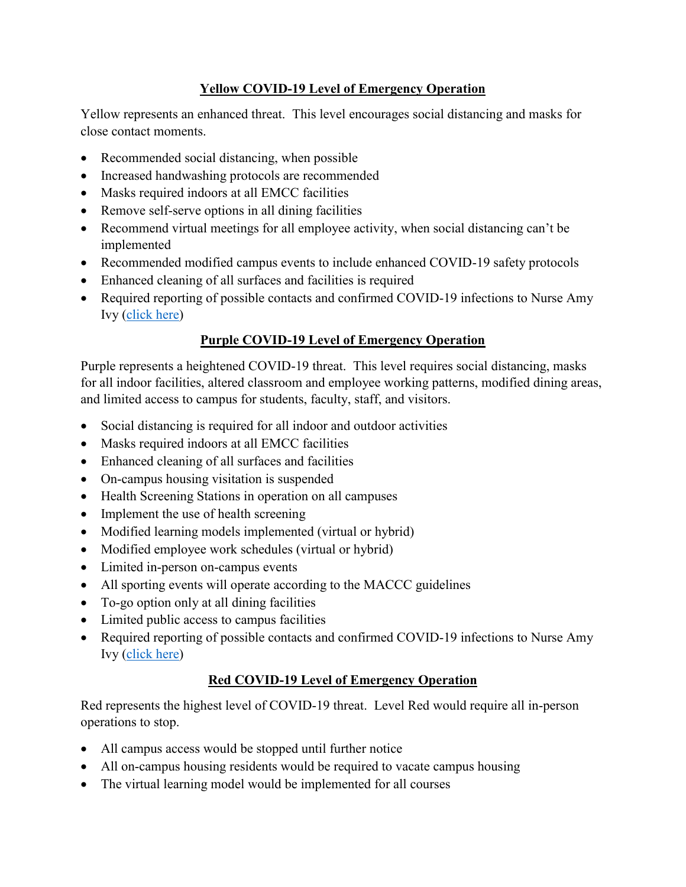## Yellow COVID-19 Level of Emergency Operation

Yellow represents an enhanced threat. This level encourages social distancing and masks for close contact moments.

- Recommended social distancing, when possible
- Increased handwashing protocols are recommended
- Masks required indoors at all EMCC facilities
- Remove self-serve options in all dining facilities
- Recommend virtual meetings for all employee activity, when social distancing can't be implemented
- Recommended modified campus events to include enhanced COVID-19 safety protocols
- Enhanced cleaning of all surfaces and facilities is required
- Required reporting of possible contacts and confirmed COVID-19 infections to Nurse Amy Ivy (click here)

## Purple COVID-19 Level of Emergency Operation

Purple represents a heightened COVID-19 threat. This level requires social distancing, masks for all indoor facilities, altered classroom and employee working patterns, modified dining areas, and limited access to campus for students, faculty, staff, and visitors.

- Social distancing is required for all indoor and outdoor activities
- Masks required indoors at all EMCC facilities
- Enhanced cleaning of all surfaces and facilities
- On-campus housing visitation is suspended
- Health Screening Stations in operation on all campuses
- Implement the use of health screening
- Modified learning models implemented (virtual or hybrid)
- Modified employee work schedules (virtual or hybrid)
- Limited in-person on-campus events
- All sporting events will operate according to the MACCC guidelines
- To-go option only at all dining facilities
- Limited public access to campus facilities
- Required reporting of possible contacts and confirmed COVID-19 infections to Nurse Amy Ivy (click here)

## Red COVID-19 Level of Emergency Operation

Red represents the highest level of COVID-19 threat. Level Red would require all in-person operations to stop.

- All campus access would be stopped until further notice
- All on-campus housing residents would be required to vacate campus housing
- The virtual learning model would be implemented for all courses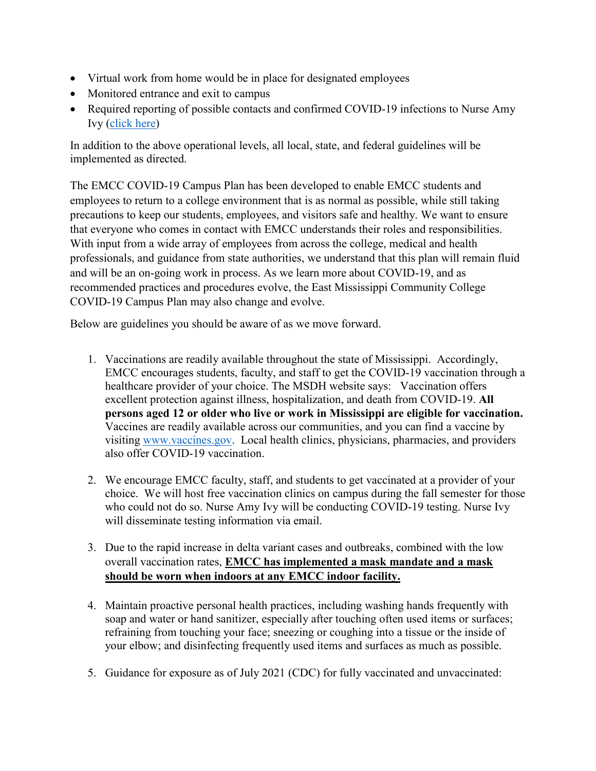- Virtual work from home would be in place for designated employees
- Monitored entrance and exit to campus
- Required reporting of possible contacts and confirmed COVID-19 infections to Nurse Amy Ivy (click here)

In addition to the above operational levels, all local, state, and federal guidelines will be implemented as directed.

The EMCC COVID-19 Campus Plan has been developed to enable EMCC students and employees to return to a college environment that is as normal as possible, while still taking precautions to keep our students, employees, and visitors safe and healthy. We want to ensure that everyone who comes in contact with EMCC understands their roles and responsibilities. With input from a wide array of employees from across the college, medical and health professionals, and guidance from state authorities, we understand that this plan will remain fluid and will be an on-going work in process. As we learn more about COVID-19, and as recommended practices and procedures evolve, the East Mississippi Community College COVID-19 Campus Plan may also change and evolve.

Below are guidelines you should be aware of as we move forward.

1. Vaccinations are readily available throughout the state of Mississippi. Accordingly, EMCC encourages students, faculty, and staff to get the COVID-19 vaccination through a healthcare provider of your choice. The MSDH website says: Vaccination offers excellent protection against illness, hospitalization, and death from COVID-19. **All persons aged 12 or older who live or work in Mississippi are eligible for vaccination.** Vaccines are readily available across our communities, and you can find a vaccine by visiting www.vaccines.gov. Local health clinics, physicians, pharmacies, and providers also offer COVID-19 vaccination.

2. We encourage EMCC faculty, staff, and students to get vaccinated at a provider of your choice. We will host free vaccination clinics on campus during the fall semester for those who could not do so. Nurse Amy Ivy will be conducting COVID-19 testing. Nurse Ivy will disseminate testing information via email.

3. Due to the rapid increase in delta variant cases and outbreaks, combined with the low overall vaccination rates, **EMCC has implemented a mask mandate and a mask should be worn when indoors at any EMCC indoor facility.**

4. Maintain proactive personal health practices, including washing hands frequently with soap and water or hand sanitizer, especially after touching often used items or surfaces; refraining from touching your face; sneezing or coughing into a tissue or the inside of your elbow; and disinfecting frequently used items and surfaces as much as possible.

5. Guidance for exposure as of July 2021 (CDC) for fully vaccinated and unvaccinated: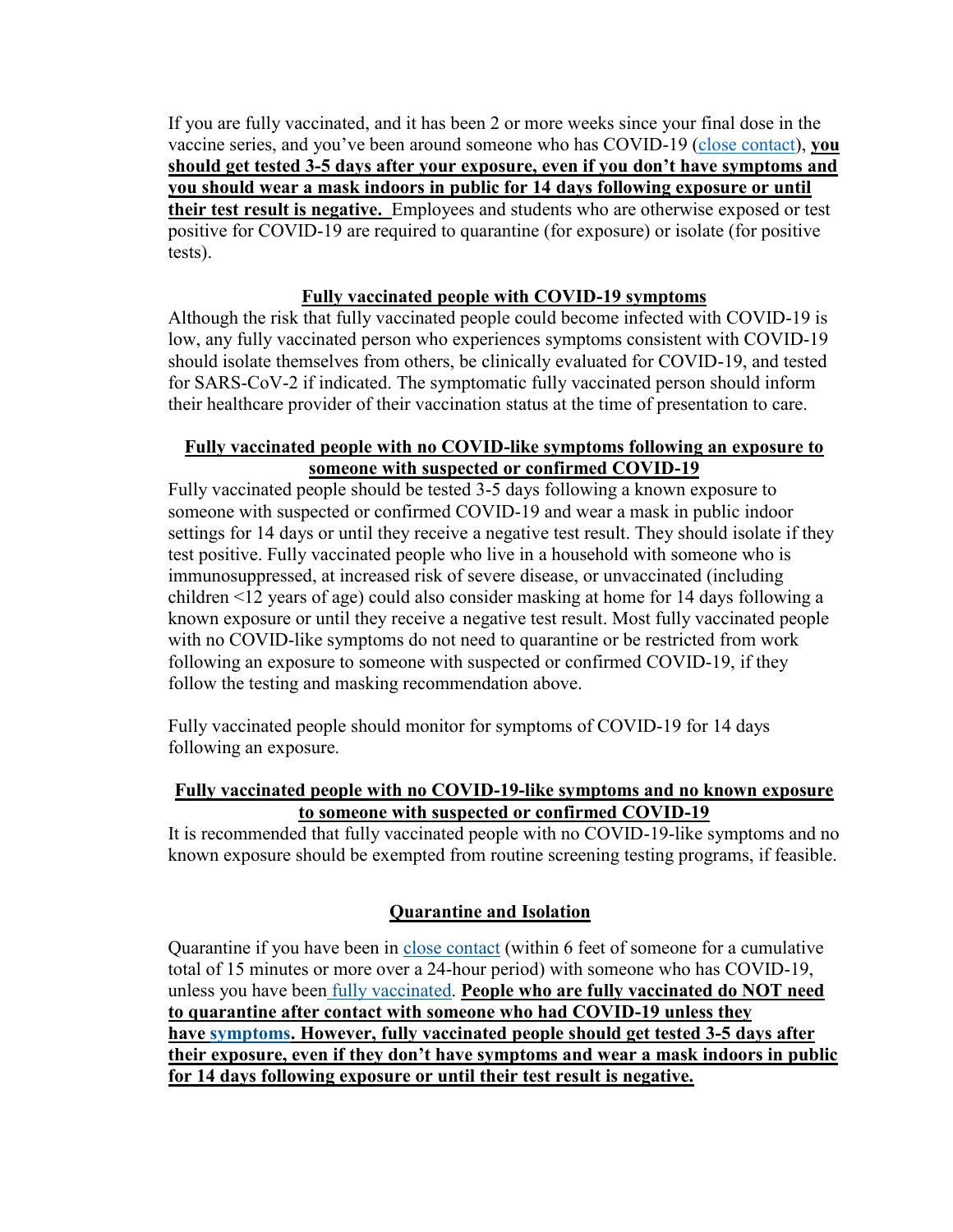If you are fully vaccinated, and it has been 2 or more weeks since your final dose in the vaccine series, and you've been around someone who has COVID-19 (close contact), **you should get tested 3-5 days after your exposure, even if you don't have symptoms and you should wear a mask indoors in public for 14 days following exposure or until their test result is negative.** Employees and students who are otherwise exposed or test positive for COVID-19 are required to quarantine (for exposure) or isolate (for positive tests).

### Fully vaccinated people with COVID-19 symptoms

Although the risk that fully vaccinated people could become infected with COVID-19 is low, any fully vaccinated person who experiences symptoms consistent with COVID-19 should isolate themselves from others, be clinically evaluated for COVID-19, and tested for SARS-CoV-2 if indicated. The symptomatic fully vaccinated person should inform their healthcare provider of their vaccination status at the time of presentation to care.

### Fully vaccinated people with no COVID-like symptoms following an exposure to someone with suspected or confirmed COVID-19

Fully vaccinated people should be tested 3-5 days following a known exposure to someone with suspected or confirmed COVID-19 and wear a mask in public indoor settings for 14 days or until they receive a negative test result. They should isolate if they test positive. Fully vaccinated people who live in a household with someone who is immunosuppressed, at increased risk of severe disease, or unvaccinated (including children <12 years of age) could also consider masking at home for 14 days following a known exposure or until they receive a negative test result. Most fully vaccinated people with no COVID-like symptoms do not need to quarantine or be restricted from work following an exposure to someone with suspected or confirmed COVID-19, if they follow the testing and masking recommendation above.

Fully vaccinated people should monitor for symptoms of COVID-19 for 14 days following an exposure.

### Fully vaccinated people with no COVID-19-like symptoms and no known exposure to someone with suspected or confirmed COVID-19

It is recommended that fully vaccinated people with no COVID-19-like symptoms and no known exposure should be exempted from routine screening testing programs, if feasible.

## Quarantine and Isolation

Quarantine if you have been in close contact (within 6 feet of someone for a cumulative total of 15 minutes or more over a 24-hour period) with someone who has COVID-19, unless you have been fully vaccinated. **People who are fully vaccinated do NOT need to quarantine after contact with someone who had COVID-19 unless they have symptoms. However, fully vaccinated people should get tested 3-5 days after their exposure, even if they don't have symptoms and wear a mask indoors in public for 14 days following exposure or until their test result is negative.**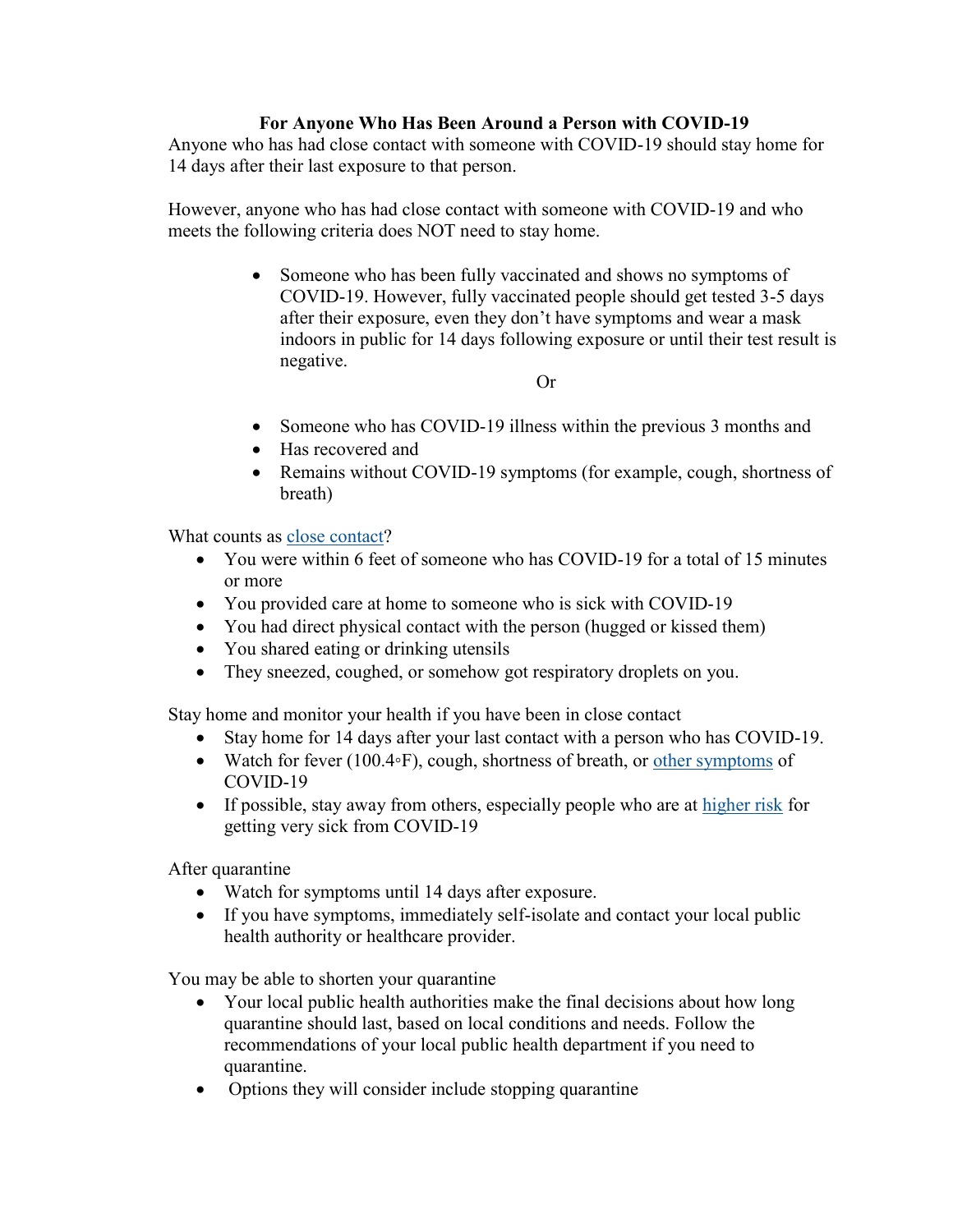## For Anyone Who Has Been Around a Person with COVID-19

Anyone who has had close contact with someone with COVID-19 should stay home for 14 days after their last exposure to that person.

However, anyone who has had close contact with someone with COVID-19 and who meets the following criteria does NOT need to stay home.

- Someone who has been fully vaccinated and shows no symptoms of COVID-19. However, fully vaccinated people should get tested 3-5 days after their exposure, even they don't have symptoms and wear a mask indoors in public for 14 days following exposure or until their test result is negative.

Or

- Someone who has COVID-19 illness within the previous 3 months and
- Has recovered and
- Remains without COVID-19 symptoms (for example, cough, shortness of breath)

What counts as close contact?

- You were within 6 feet of someone who has COVID-19 for a total of 15 minutes or more
- You provided care at home to someone who is sick with COVID-19
- You had direct physical contact with the person (hugged or kissed them)
- You shared eating or drinking utensils
- They sneezed, coughed, or somehow got respiratory droplets on you.

Stay home and monitor your health if you have been in close contact

- Stay home for 14 days after your last contact with a person who has COVID-19.
- Watch for fever (100.4◦F), cough, shortness of breath, or other symptoms of COVID-19
- If possible, stay away from others, especially people who are at higher risk for getting very sick from COVID-19

After quarantine

- Watch for symptoms until 14 days after exposure.
- If you have symptoms, immediately self-isolate and contact your local public health authority or healthcare provider.

You may be able to shorten your quarantine

- Your local public health authorities make the final decisions about how long quarantine should last, based on local conditions and needs. Follow the recommendations of your local public health department if you need to quarantine.
- Options they will consider include stopping quarantine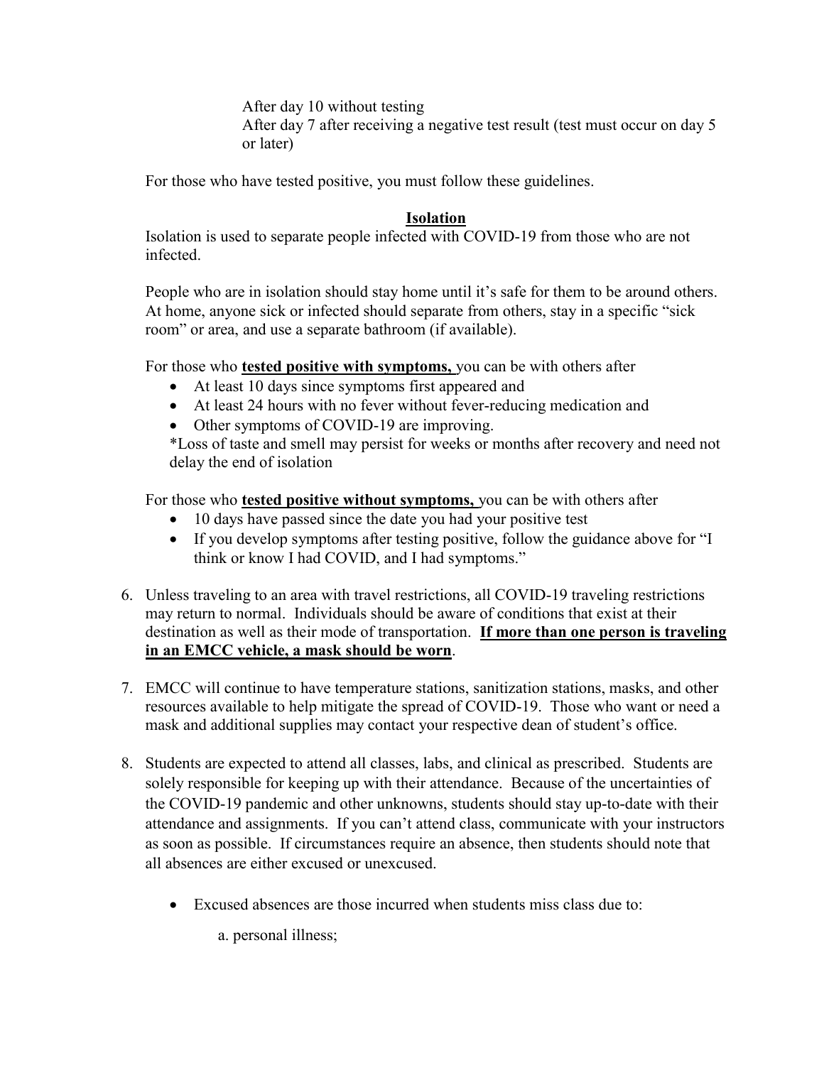After day 10 without testing
After day 7 after receiving a negative test result (test must occur on day 5 or later)

For those who have tested positive, you must follow these guidelines.

**Isolation**

Isolation is used to separate people infected with COVID-19 from those who are not infected.

People who are in isolation should stay home until it's safe for them to be around others. At home, anyone sick or infected should separate from others, stay in a specific "sick room" or area, and use a separate bathroom (if available).

For those who **tested positive with symptoms,** you can be with others after

- At least 10 days since symptoms first appeared and
- At least 24 hours with no fever without fever-reducing medication and
- Other symptoms of COVID-19 are improving.

*Loss of taste and smell may persist for weeks or months after recovery and need not delay the end of isolation

For those who **tested positive without symptoms,** you can be with others after

- 10 days have passed since the date you had your positive test
- If you develop symptoms after testing positive, follow the guidance above for "I think or know I had COVID, and I had symptoms."

6. Unless traveling to an area with travel restrictions, all COVID-19 traveling restrictions may return to normal. Individuals should be aware of conditions that exist at their destination as well as their mode of transportation. **If more than one person is traveling in an EMCC vehicle, a mask should be worn**.

7. EMCC will continue to have temperature stations, sanitization stations, masks, and other resources available to help mitigate the spread of COVID-19. Those who want or need a mask and additional supplies may contact your respective dean of student's office.

8. Students are expected to attend all classes, labs, and clinical as prescribed. Students are solely responsible for keeping up with their attendance. Because of the uncertainties of the COVID-19 pandemic and other unknowns, students should stay up-to-date with their attendance and assignments. If you can't attend class, communicate with your instructors as soon as possible. If circumstances require an absence, then students should note that all absences are either excused or unexcused.

    - Excused absences are those incurred when students miss class due to:

        a. personal illness;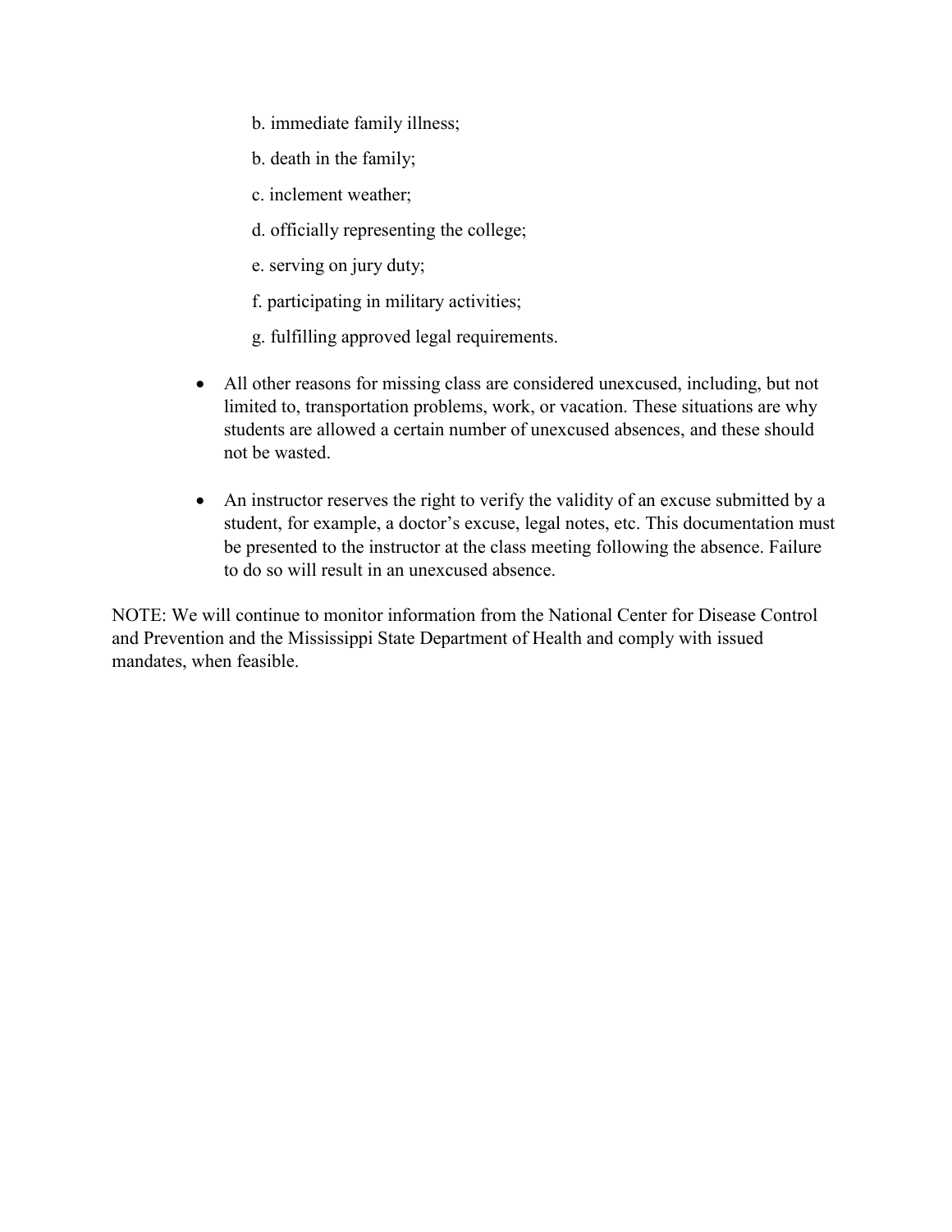b. immediate family illness;

b. death in the family;

c. inclement weather;

d. officially representing the college;

e. serving on jury duty;

f. participating in military activities;

g. fulfilling approved legal requirements.

- All other reasons for missing class are considered unexcused, including, but not limited to, transportation problems, work, or vacation. These situations are why students are allowed a certain number of unexcused absences, and these should not be wasted.

- An instructor reserves the right to verify the validity of an excuse submitted by a student, for example, a doctor's excuse, legal notes, etc. This documentation must be presented to the instructor at the class meeting following the absence. Failure to do so will result in an unexcused absence.

NOTE: We will continue to monitor information from the National Center for Disease Control and Prevention and the Mississippi State Department of Health and comply with issued mandates, when feasible.